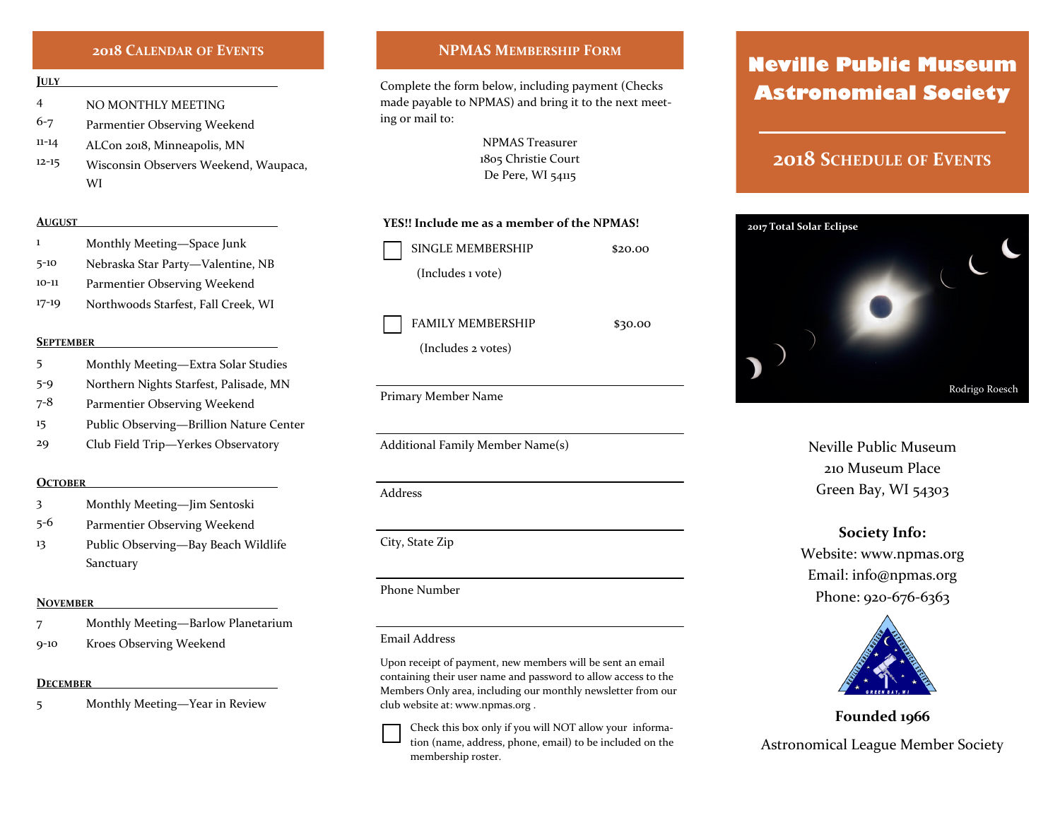## 2018 Calendar of Events

### July

| | |
|---|---|
| 4 | NO MONTHLY MEETING |
| 6-7 | Parmentier Observing Weekend |
| 11-14 | ALCon 2018, Minneapolis, MN |
| 12-15 | Wisconsin Observers Weekend, Waupaca, WI |

### August

| | |
|---|---|
| 1 | Monthly Meeting—Space Junk |
| 5-10 | Nebraska Star Party—Valentine, NB |
| 10-11 | Parmentier Observing Weekend |
| 17-19 | Northwoods Starfest, Fall Creek, WI |

### September

| | |
|---|---|
| 5 | Monthly Meeting—Extra Solar Studies |
| 5-9 | Northern Nights Starfest, Palisade, MN |
| 7-8 | Parmentier Observing Weekend |
| 15 | Public Observing—Brillion Nature Center |
| 29 | Club Field Trip—Yerkes Observatory |

### October

| | |
|---|---|
| 3 | Monthly Meeting—Jim Sentoski |
| 5-6 | Parmentier Observing Weekend |
| 13 | Public Observing—Bay Beach Wildlife Sanctuary |

### November

| | |
|---|---|
| 7 | Monthly Meeting—Barlow Planetarium |
| 9-10 | Kroes Observing Weekend |

### December

| | |
|---|---|
| 5 | Monthly Meeting—Year in Review |

## NPMAS Membership Form

Complete the form below, including payment (Checks made payable to NPMAS) and bring it to the next meeting or mail to:

NPMAS Treasurer
1805 Christie Court
De Pere, WI 54115

**YES!! Include me as a member of the NPMAS!**

☐ SINGLE MEMBERSHIP $20.00
(Includes 1 vote)

☐ FAMILY MEMBERSHIP $30.00
(Includes 2 votes)

Primary Member Name

Additional Family Member Name(s)

Address

City, State Zip

Phone Number

Email Address

Upon receipt of payment, new members will be sent an email containing their user name and password to allow access to the Members Only area, including our monthly newsletter from our club website at: www.npmas.org .

☐ Check this box only if you will NOT allow your information (name, address, phone, email) to be included on the membership roster.

# Neville Public Museum Astronomical Society

## 2018 Schedule of Events

2017 Total Solar Eclipse

Rodrigo Roesch

Neville Public Museum
210 Museum Place
Green Bay, WI 54303

**Society Info:**
Website: www.npmas.org
Email: info@npmas.org
Phone: 920-676-6363

**Founded 1966**

Astronomical League Member Society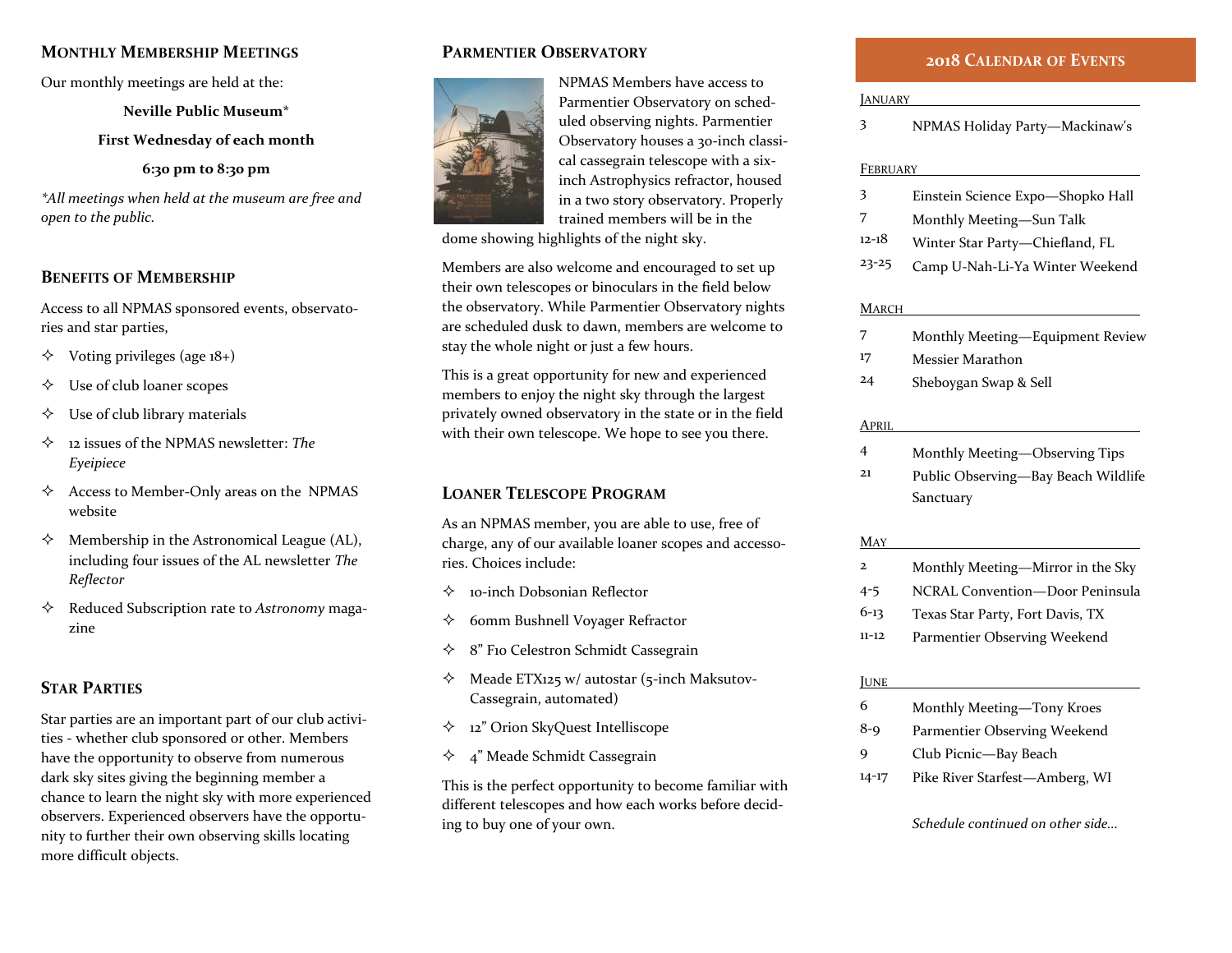## Monthly Membership Meetings

Our monthly meetings are held at the:

**Neville Public Museum***

**First Wednesday of each month**

**6:30 pm to 8:30 pm**

*\*All meetings when held at the museum are free and open to the public.*

## Benefits of Membership

Access to all NPMAS sponsored events, observatories and star parties,

- Voting privileges (age 18+)
- Use of club loaner scopes
- Use of club library materials
- 12 issues of the NPMAS newsletter: *The Eyeipiece*
- Access to Member-Only areas on the NPMAS website
- Membership in the Astronomical League (AL), including four issues of the AL newsletter *The Reflector*
- Reduced Subscription rate to *Astronomy* magazine

## Star Parties

Star parties are an important part of our club activities - whether club sponsored or other. Members have the opportunity to observe from numerous dark sky sites giving the beginning member a chance to learn the night sky with more experienced observers. Experienced observers have the opportunity to further their own observing skills locating more difficult objects.

## Parmentier Observatory

NPMAS Members have access to Parmentier Observatory on scheduled observing nights. Parmentier Observatory houses a 30-inch classical cassegrain telescope with a six-inch Astrophysics refractor, housed in a two story observatory. Properly trained members will be in the dome showing highlights of the night sky.

Members are also welcome and encouraged to set up their own telescopes or binoculars in the field below the observatory. While Parmentier Observatory nights are scheduled dusk to dawn, members are welcome to stay the whole night or just a few hours.

This is a great opportunity for new and experienced members to enjoy the night sky through the largest privately owned observatory in the state or in the field with their own telescope. We hope to see you there.

## Loaner Telescope Program

As an NPMAS member, you are able to use, free of charge, any of our available loaner scopes and accessories. Choices include:

- 10-inch Dobsonian Reflector
- 60mm Bushnell Voyager Refractor
- 8" F10 Celestron Schmidt Cassegrain
- Meade ETX125 w/ autostar (5-inch Maksutov-Cassegrain, automated)
- 12" Orion SkyQuest Intelliscope
- 4" Meade Schmidt Cassegrain

This is the perfect opportunity to become familiar with different telescopes and how each works before deciding to buy one of your own.

## 2018 Calendar of Events

### January

| | |
|---|---|
| 3 | NPMAS Holiday Party—Mackinaw's |

### February

| | |
|---|---|
| 3 | Einstein Science Expo—Shopko Hall |
| 7 | Monthly Meeting—Sun Talk |
| 12-18 | Winter Star Party—Chiefland, FL |
| 23-25 | Camp U-Nah-Li-Ya Winter Weekend |

### March

| | |
|---|---|
| 7 | Monthly Meeting—Equipment Review |
| 17 | Messier Marathon |
| 24 | Sheboygan Swap & Sell |

### April

| | |
|---|---|
| 4 | Monthly Meeting—Observing Tips |
| 21 | Public Observing—Bay Beach Wildlife Sanctuary |

### May

| | |
|---|---|
| 2 | Monthly Meeting—Mirror in the Sky |
| 4-5 | NCRAL Convention—Door Peninsula |
| 6-13 | Texas Star Party, Fort Davis, TX |
| 11-12 | Parmentier Observing Weekend |

### June

| | |
|---|---|
| 6 | Monthly Meeting—Tony Kroes |
| 8-9 | Parmentier Observing Weekend |
| 9 | Club Picnic—Bay Beach |
| 14-17 | Pike River Starfest—Amberg, WI |

*Schedule continued on other side...*